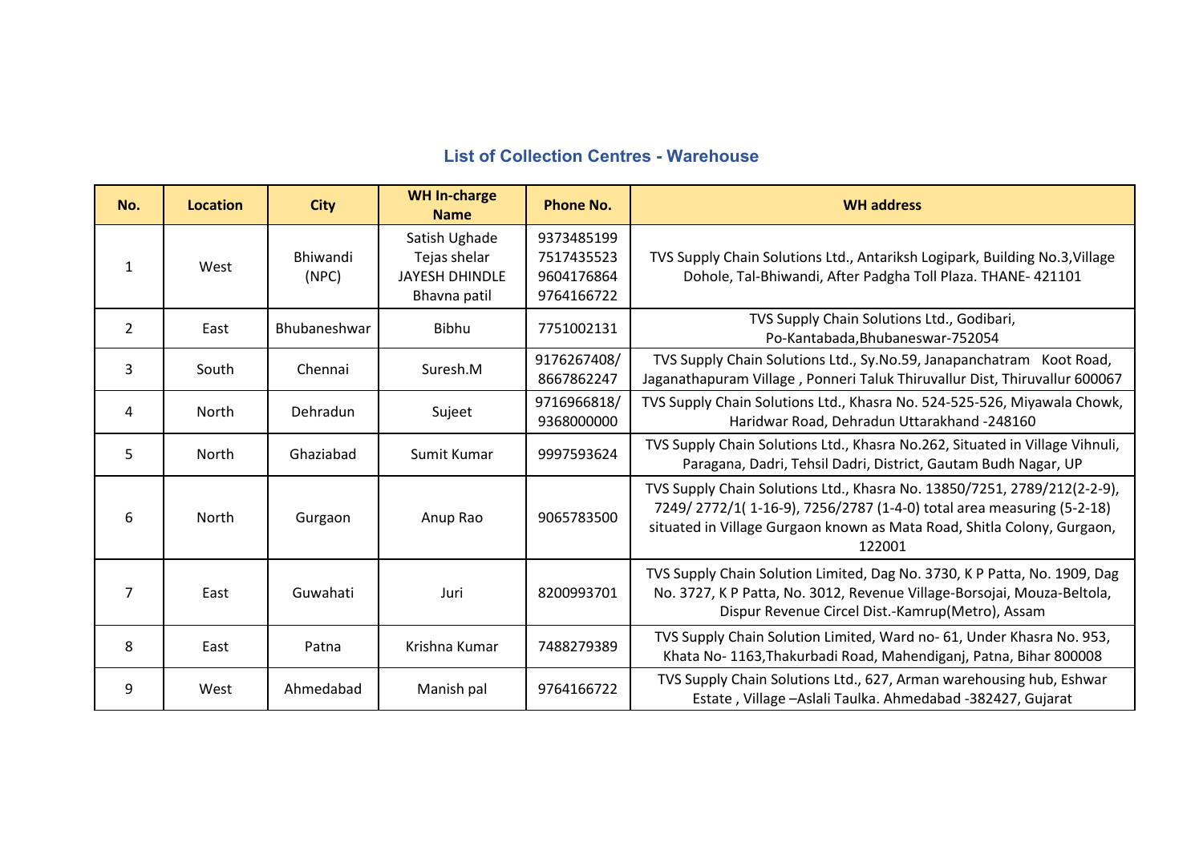## List of Collection Centres - Warehouse

| No. | Location | City | WH In-charge Name | Phone No. | WH address |
|---|---|---|---|---|---|
| 1 | West | Bhiwandi (NPC) | Satish Ughade<br>Tejas shelar<br>JAYESH DHINDLE<br>Bhavna patil | 9373485199<br>7517435523<br>9604176864<br>9764166722 | TVS Supply Chain Solutions Ltd., Antariksh Logipark, Building No.3,Village Dohole, Tal-Bhiwandi, After Padgha Toll Plaza. THANE- 421101 |
| 2 | East | Bhubaneshwar | Bibhu | 7751002131 | TVS Supply Chain Solutions Ltd., Godibari, Po-Kantabada,Bhubaneswar-752054 |
| 3 | South | Chennai | Suresh.M | 9176267408/ 8667862247 | TVS Supply Chain Solutions Ltd., Sy.No.59, Janapanchatram Koot Road, Jaganathapuram Village , Ponneri Taluk Thiruvallur Dist, Thiruvallur 600067 |
| 4 | North | Dehradun | Sujeet | 9716966818/ 9368000000 | TVS Supply Chain Solutions Ltd., Khasra No. 524-525-526, Miyawala Chowk, Haridwar Road, Dehradun Uttarakhand -248160 |
| 5 | North | Ghaziabad | Sumit Kumar | 9997593624 | TVS Supply Chain Solutions Ltd., Khasra No.262, Situated in Village Vihnuli, Paragana, Dadri, Tehsil Dadri, District, Gautam Budh Nagar, UP |
| 6 | North | Gurgaon | Anup Rao | 9065783500 | TVS Supply Chain Solutions Ltd., Khasra No. 13850/7251, 2789/212(2-2-9), 7249/ 2772/1( 1-16-9), 7256/2787 (1-4-0) total area measuring (5-2-18) situated in Village Gurgaon known as Mata Road, Shitla Colony, Gurgaon, 122001 |
| 7 | East | Guwahati | Juri | 8200993701 | TVS Supply Chain Solution Limited, Dag No. 3730, K P Patta, No. 1909, Dag No. 3727, K P Patta, No. 3012, Revenue Village-Borsojai, Mouza-Beltola, Dispur Revenue Circel Dist.-Kamrup(Metro), Assam |
| 8 | East | Patna | Krishna Kumar | 7488279389 | TVS Supply Chain Solution Limited, Ward no- 61, Under Khasra No. 953, Khata No- 1163,Thakurbadi Road, Mahendiganj, Patna, Bihar 800008 |
| 9 | West | Ahmedabad | Manish pal | 9764166722 | TVS Supply Chain Solutions Ltd., 627, Arman warehousing hub, Eshwar Estate , Village –Aslali Taulka. Ahmedabad -382427, Gujarat |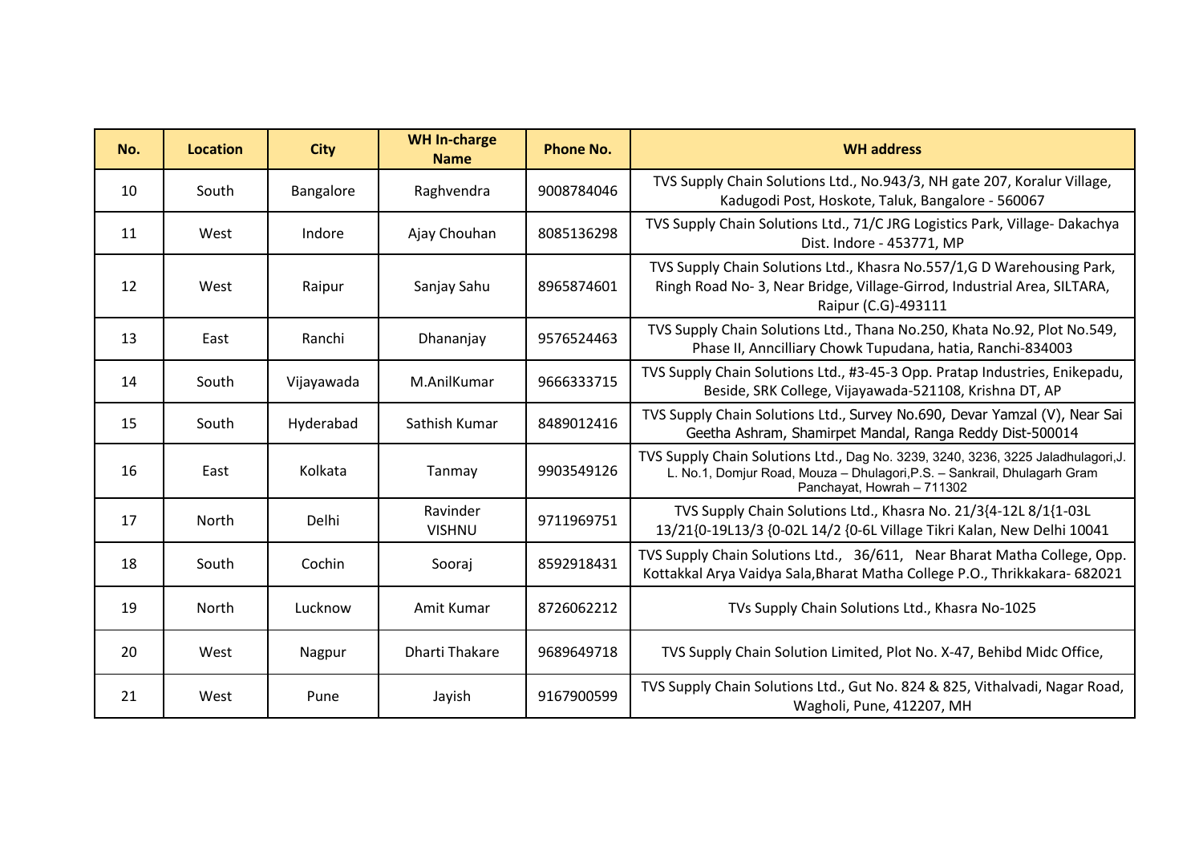| No. | Location | City | WH In-charge Name | Phone No. | WH address |
|---|---|---|---|---|---|
| 10 | South | Bangalore | Raghvendra | 9008784046 | TVS Supply Chain Solutions Ltd., No.943/3, NH gate 207, Koralur Village, Kadugodi Post, Hoskote, Taluk, Bangalore - 560067 |
| 11 | West | Indore | Ajay Chouhan | 8085136298 | TVS Supply Chain Solutions Ltd., 71/C JRG Logistics Park, Village- Dakachya Dist. Indore - 453771, MP |
| 12 | West | Raipur | Sanjay Sahu | 8965874601 | TVS Supply Chain Solutions Ltd., Khasra No.557/1,G D Warehousing Park, Ringh Road No- 3, Near Bridge, Village-Girrod, Industrial Area, SILTARA, Raipur (C.G)-493111 |
| 13 | East | Ranchi | Dhananjay | 9576524463 | TVS Supply Chain Solutions Ltd., Thana No.250, Khata No.92, Plot No.549, Phase II, Anncilliary Chowk Tupudana, hatia, Ranchi-834003 |
| 14 | South | Vijayawada | M.AnilKumar | 9666333715 | TVS Supply Chain Solutions Ltd., #3-45-3 Opp. Pratap Industries, Enikepadu, Beside, SRK College, Vijayawada-521108, Krishna DT, AP |
| 15 | South | Hyderabad | Sathish Kumar | 8489012416 | TVS Supply Chain Solutions Ltd., Survey No.690, Devar Yamzal (V), Near Sai Geetha Ashram, Shamirpet Mandal, Ranga Reddy Dist-500014 |
| 16 | East | Kolkata | Tanmay | 9903549126 | TVS Supply Chain Solutions Ltd., Dag No. 3239, 3240, 3236, 3225 Jaladhulagori,J. L. No.1, Domjur Road, Mouza – Dhulagori,P.S. – Sankrail, Dhulagarh Gram Panchayat, Howrah – 711302 |
| 17 | North | Delhi | Ravinder VISHNU | 9711969751 | TVS Supply Chain Solutions Ltd., Khasra No. 21/3{4-12L 8/1{1-03L 13/21{0-19L13/3 {0-02L 14/2 {0-6L Village Tikri Kalan, New Delhi 10041 |
| 18 | South | Cochin | Sooraj | 8592918431 | TVS Supply Chain Solutions Ltd., 36/611, Near Bharat Matha College, Opp. Kottakkal Arya Vaidya Sala,Bharat Matha College P.O., Thrikkakara- 682021 |
| 19 | North | Lucknow | Amit Kumar | 8726062212 | TVs Supply Chain Solutions Ltd., Khasra No-1025 |
| 20 | West | Nagpur | Dharti Thakare | 9689649718 | TVS Supply Chain Solution Limited, Plot No. X-47, Behibd Midc Office, |
| 21 | West | Pune | Jayish | 9167900599 | TVS Supply Chain Solutions Ltd., Gut No. 824 & 825, Vithalvadi, Nagar Road, Wagholi, Pune, 412207, MH |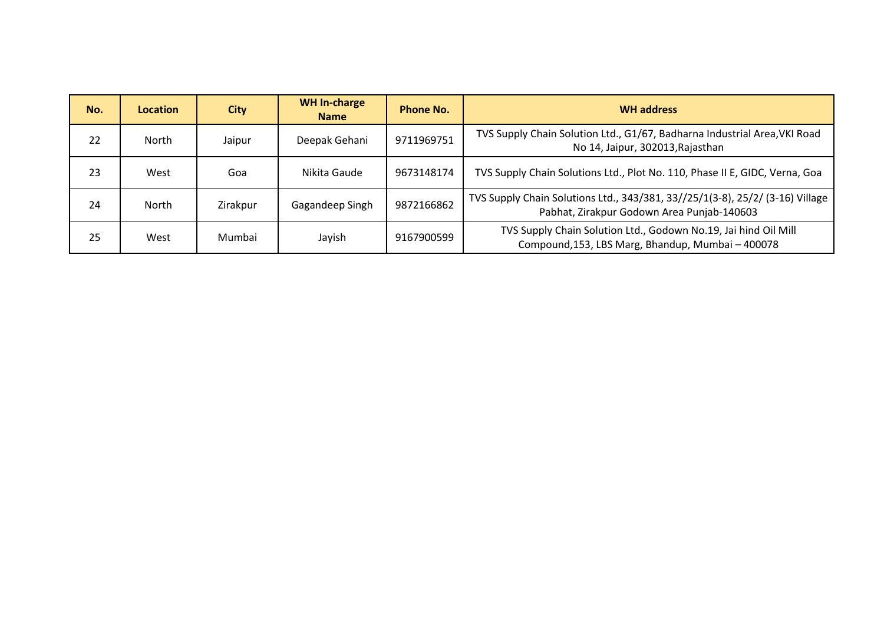| No. | Location | City | WH In-charge Name | Phone No. | WH address |
|---|---|---|---|---|---|
| 22 | North | Jaipur | Deepak Gehani | 9711969751 | TVS Supply Chain Solution Ltd., G1/67, Badharna Industrial Area,VKI Road No 14, Jaipur, 302013,Rajasthan |
| 23 | West | Goa | Nikita Gaude | 9673148174 | TVS Supply Chain Solutions Ltd., Plot No. 110, Phase II E, GIDC, Verna, Goa |
| 24 | North | Zirakpur | Gagandeep Singh | 9872166862 | TVS Supply Chain Solutions Ltd., 343/381, 33//25/1(3-8), 25/2/ (3-16) Village Pabhat, Zirakpur Godown Area Punjab-140603 |
| 25 | West | Mumbai | Jayish | 9167900599 | TVS Supply Chain Solution Ltd., Godown No.19, Jai hind Oil Mill Compound,153, LBS Marg, Bhandup, Mumbai – 400078 |